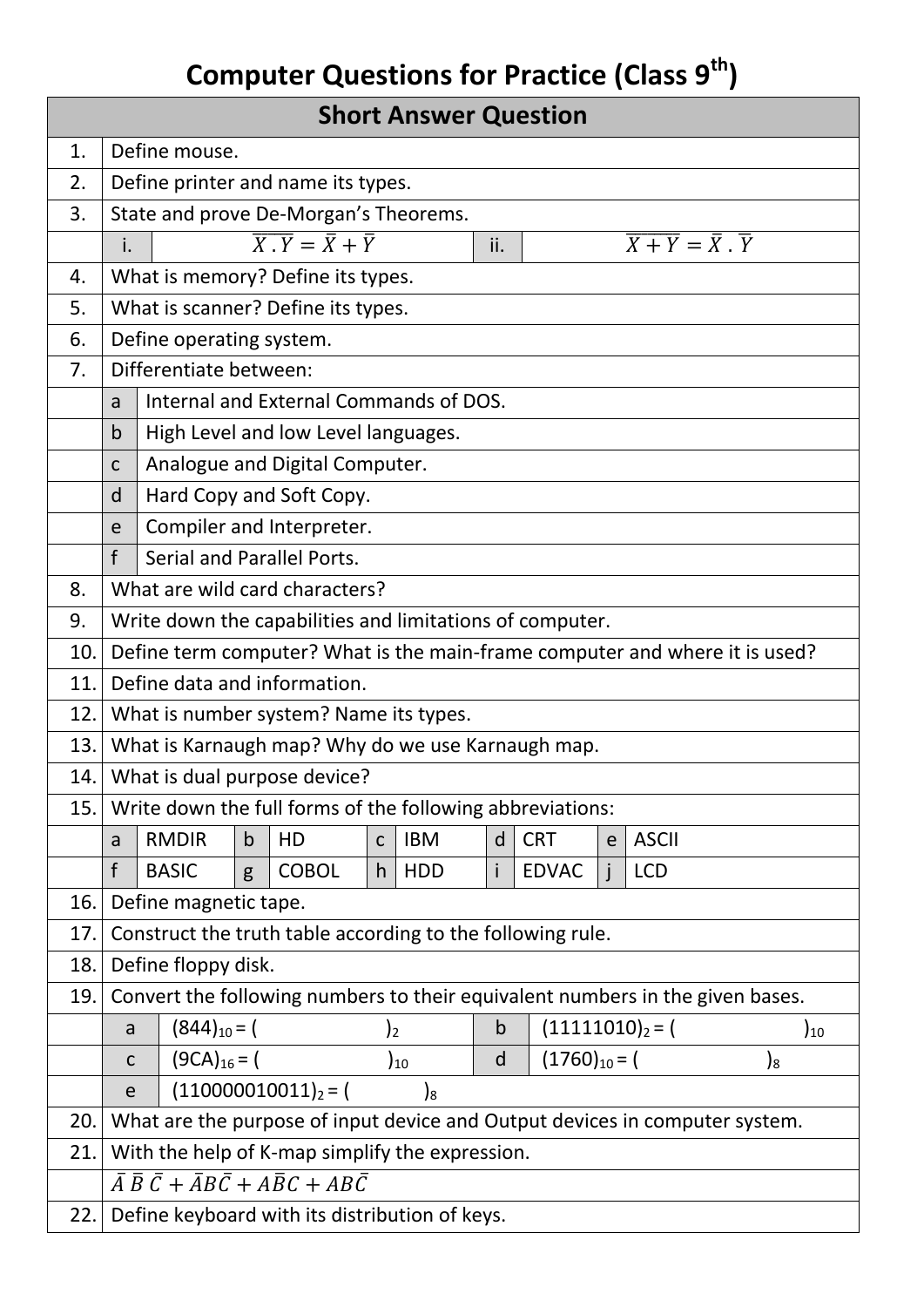# Computer Questions for Practice (Class 9th)

## Short Answer Question

1. Define mouse.
2. Define printer and name its types.
3. State and prove De-Morgan's Theorems.

| i. | $\overline{X \cdot Y} = \bar{X} + \bar{Y}$ | ii. | $\overline{X + Y} = \bar{X} \cdot \bar{Y}$ |
|---|---|---|---|

4. What is memory? Define its types.
5. What is scanner? Define its types.
6. Define operating system.
7. Differentiate between:
   - a. Internal and External Commands of DOS.
   - b. High Level and low Level languages.
   - c. Analogue and Digital Computer.
   - d. Hard Copy and Soft Copy.
   - e. Compiler and Interpreter.
   - f. Serial and Parallel Ports.
8. What are wild card characters?
9. Write down the capabilities and limitations of computer.
10. Define term computer? What is the main-frame computer and where it is used?
11. Define data and information.
12. What is number system? Name its types.
13. What is Karnaugh map? Why do we use Karnaugh map.
14. What is dual purpose device?
15. Write down the full forms of the following abbreviations:

| a | RMDIR | b | HD | c | IBM | d | CRT | e | ASCII |
|---|---|---|---|---|---|---|---|---|---|
| f | BASIC | g | COBOL | h | HDD | i | EDVAC | j | LCD |

16. Define magnetic tape.
17. Construct the truth table according to the following rule.
18. Define floppy disk.
19. Convert the following numbers to their equivalent numbers in the given bases.

| a | $(844)_{10} = (\quad\quad)_2$ | b | $(11111010)_2 = (\quad\quad)_{10}$ |
|---|---|---|---|
| c | $(9CA)_{16} = (\quad\quad)_{10}$ | d | $(1760)_{10} = (\quad\quad)_8$ |
| e | $(110000010011)_2 = (\quad\quad)_8$ | | |

20. What are the purpose of input device and Output devices in computer system.
21. With the help of K-map simplify the expression.

$$\bar{A}\,\bar{B}\,\bar{C} + \bar{A}B\bar{C} + A\bar{B}C + AB\bar{C}$$

22. Define keyboard with its distribution of keys.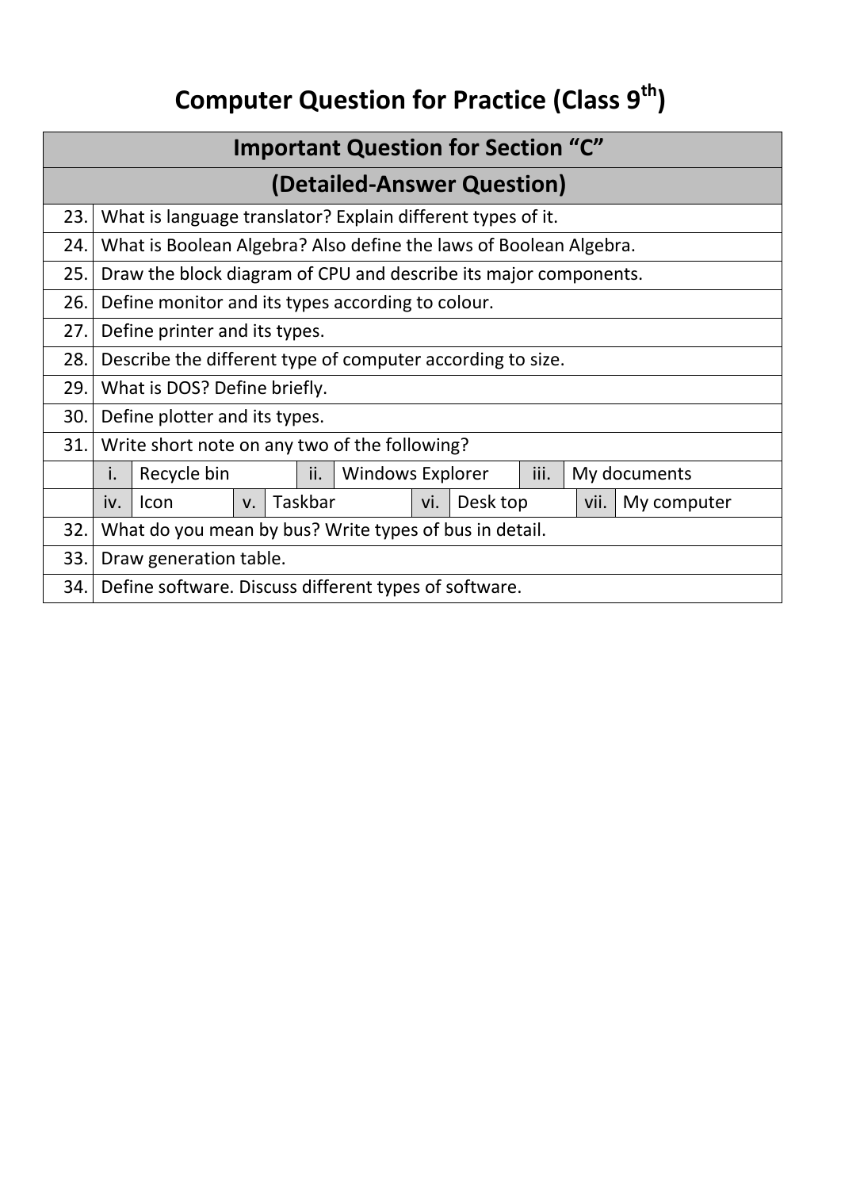# Computer Question for Practice (Class 9th)

| Important Question for Section "C" (Detailed-Answer Question) | | | | | | | | | | | | |
|---|---|---|---|---|---|---|---|---|---|---|---|---|
| 23. | What is language translator? Explain different types of it. | | | | | | | | | | | |
| 24. | What is Boolean Algebra? Also define the laws of Boolean Algebra. | | | | | | | | | | | |
| 25. | Draw the block diagram of CPU and describe its major components. | | | | | | | | | | | |
| 26. | Define monitor and its types according to colour. | | | | | | | | | | | |
| 27. | Define printer and its types. | | | | | | | | | | | |
| 28. | Describe the different type of computer according to size. | | | | | | | | | | | |
| 29. | What is DOS? Define briefly. | | | | | | | | | | | |
| 30. | Define plotter and its types. | | | | | | | | | | | |
| 31. | Write short note on any two of the following? | | | | | | | | | | | |
| | i. | Recycle bin | | | ii. | Windows Explorer | | | iii. | My documents | | |
| | iv. | Icon | v. | Taskbar | | | vi. | Desk top | | | vii. | My computer |
| 32. | What do you mean by bus? Write types of bus in detail. | | | | | | | | | | | |
| 33. | Draw generation table. | | | | | | | | | | | |
| 34. | Define software. Discuss different types of software. | | | | | | | | | | | |